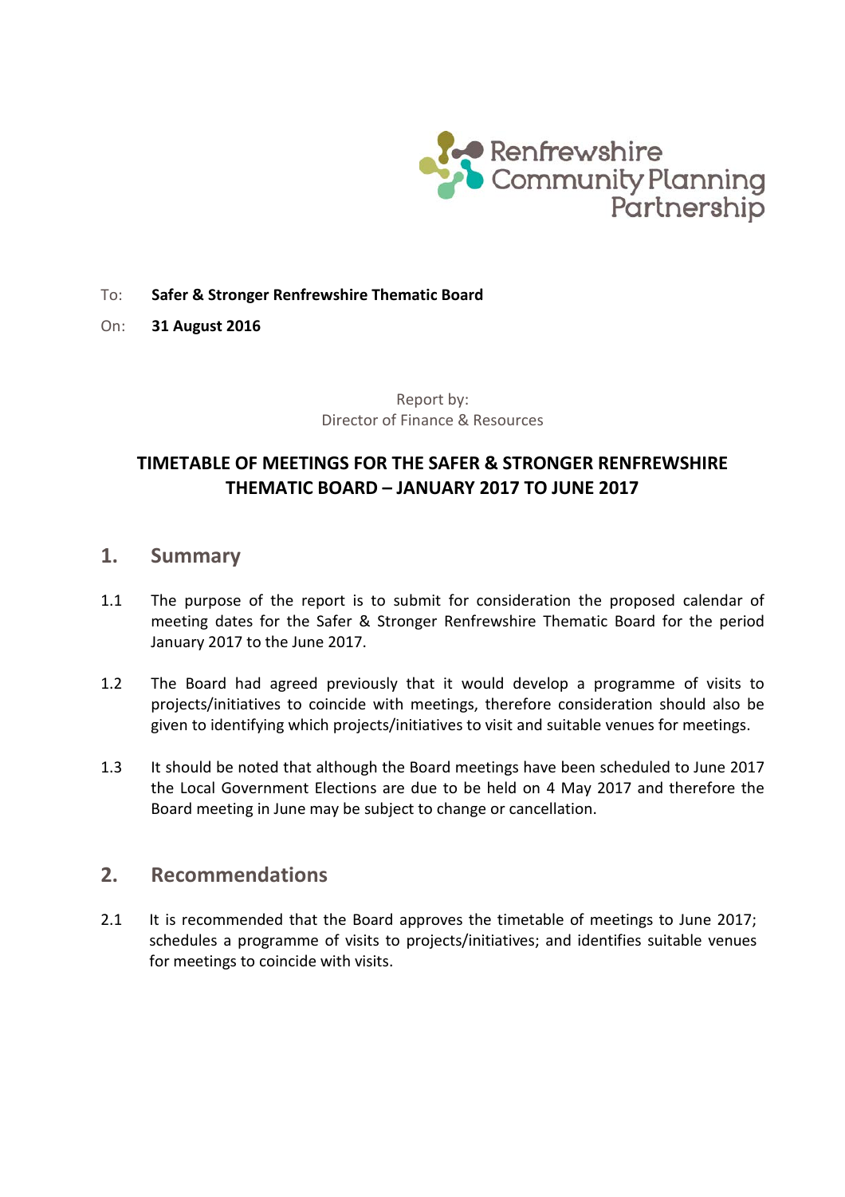Renfrewshire Community Planning Partnership

To: **Safer & Stronger Renfrewshire Thematic Board**

On: **31 August 2016**

Report by:
Director of Finance & Resources

# TIMETABLE OF MEETINGS FOR THE SAFER & STRONGER RENFREWSHIRE THEMATIC BOARD – JANUARY 2017 TO JUNE 2017

## 1. Summary

1.1 The purpose of the report is to submit for consideration the proposed calendar of meeting dates for the Safer & Stronger Renfrewshire Thematic Board for the period January 2017 to the June 2017.

1.2 The Board had agreed previously that it would develop a programme of visits to projects/initiatives to coincide with meetings, therefore consideration should also be given to identifying which projects/initiatives to visit and suitable venues for meetings.

1.3 It should be noted that although the Board meetings have been scheduled to June 2017 the Local Government Elections are due to be held on 4 May 2017 and therefore the Board meeting in June may be subject to change or cancellation.

## 2. Recommendations

2.1 It is recommended that the Board approves the timetable of meetings to June 2017; schedules a programme of visits to projects/initiatives; and identifies suitable venues for meetings to coincide with visits.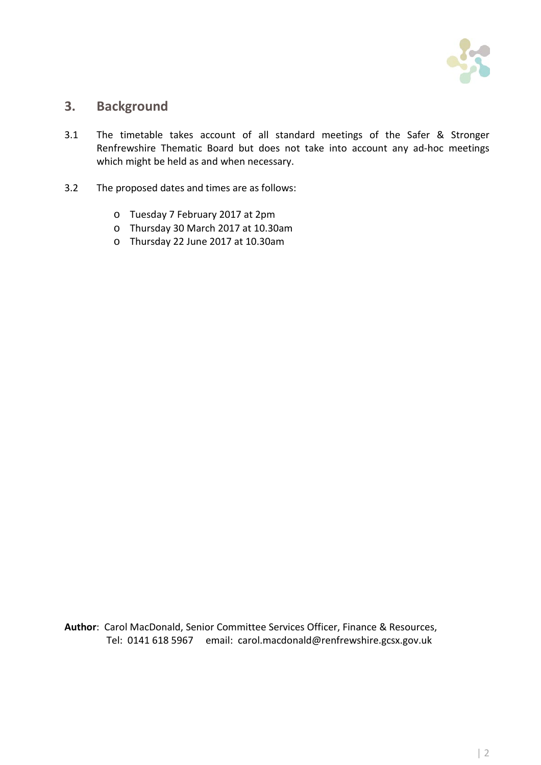## 3. Background

3.1 The timetable takes account of all standard meetings of the Safer & Stronger Renfrewshire Thematic Board but does not take into account any ad-hoc meetings which might be held as and when necessary.

3.2 The proposed dates and times are as follows:

- Tuesday 7 February 2017 at 2pm
- Thursday 30 March 2017 at 10.30am
- Thursday 22 June 2017 at 10.30am

**Author**: Carol MacDonald, Senior Committee Services Officer, Finance & Resources, Tel: 0141 618 5967 email: carol.macdonald@renfrewshire.gcsx.gov.uk